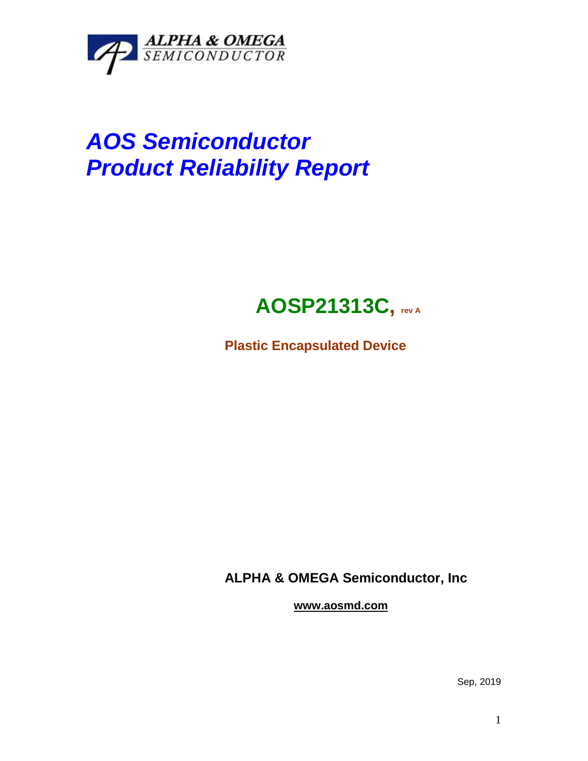ALPHA & OMEGA
SEMICONDUCTOR

# *AOS Semiconductor*
# *Product Reliability Report*

## AOSP21313C, rev A

**Plastic Encapsulated Device**

**ALPHA & OMEGA Semiconductor, Inc**

**www.aosmd.com**

Sep, 2019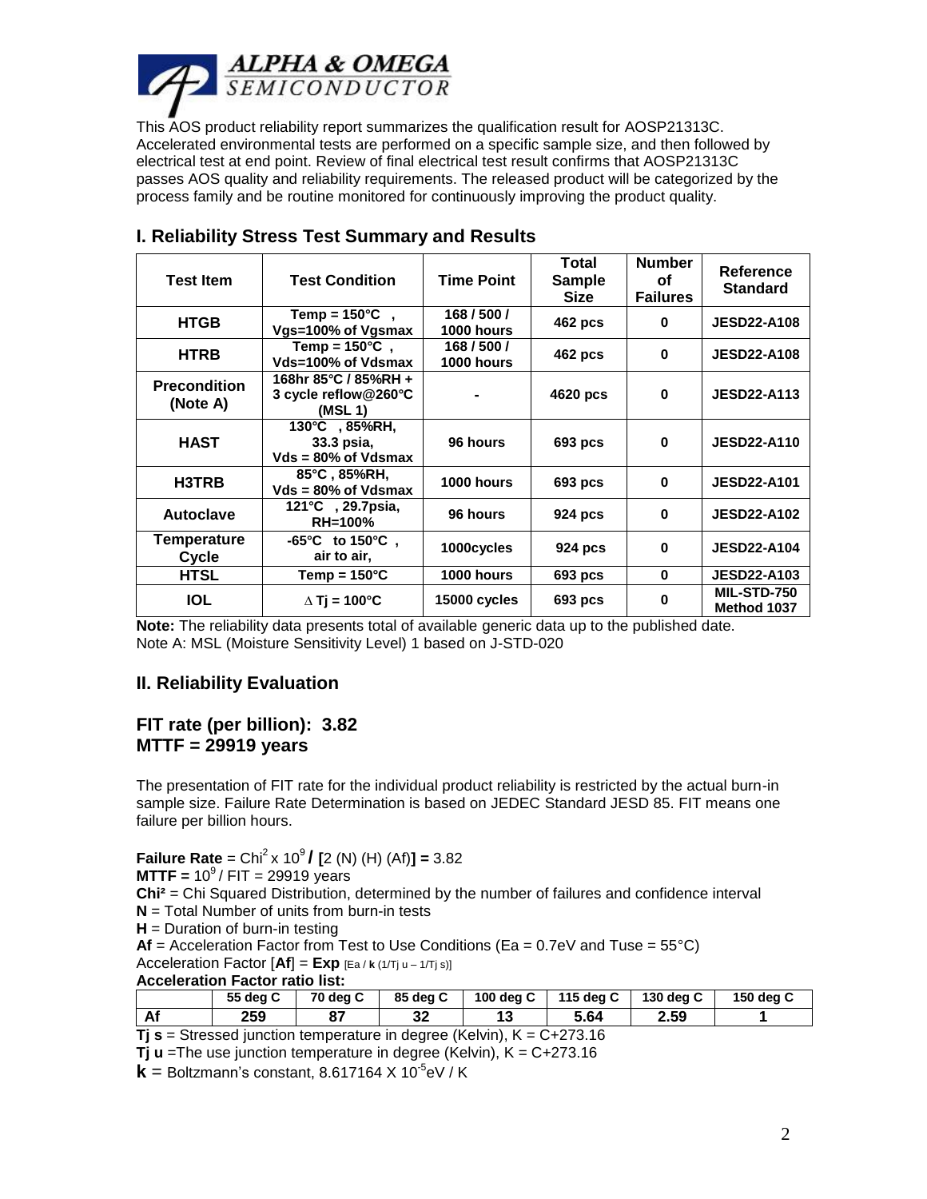This AOS product reliability report summarizes the qualification result for AOSP21313C. Accelerated environmental tests are performed on a specific sample size, and then followed by electrical test at end point. Review of final electrical test result confirms that AOSP21313C passes AOS quality and reliability requirements. The released product will be categorized by the process family and be routine monitored for continuously improving the product quality.

## I. Reliability Stress Test Summary and Results

| Test Item | Test Condition | Time Point | Total Sample Size | Number of Failures | Reference Standard |
|---|---|---|---|---|---|
| HTGB | Temp = 150°C , Vgs=100% of Vgsmax | 168 / 500 / 1000 hours | 462 pcs | 0 | JESD22-A108 |
| HTRB | Temp = 150°C , Vds=100% of Vdsmax | 168 / 500 / 1000 hours | 462 pcs | 0 | JESD22-A108 |
| Precondition (Note A) | 168hr 85°C / 85%RH + 3 cycle reflow@260°C (MSL 1) | - | 4620 pcs | 0 | JESD22-A113 |
| HAST | 130°C , 85%RH, 33.3 psia, Vds = 80% of Vdsmax | 96 hours | 693 pcs | 0 | JESD22-A110 |
| H3TRB | 85°C , 85%RH, Vds = 80% of Vdsmax | 1000 hours | 693 pcs | 0 | JESD22-A101 |
| Autoclave | 121°C , 29.7psia, RH=100% | 96 hours | 924 pcs | 0 | JESD22-A102 |
| Temperature Cycle | -65°C to 150°C , air to air, | 1000cycles | 924 pcs | 0 | JESD22-A104 |
| HTSL | Temp = 150°C | 1000 hours | 693 pcs | 0 | JESD22-A103 |
| IOL | $\Delta$ Tj = 100°C | 15000 cycles | 693 pcs | 0 | MIL-STD-750 Method 1037 |

**Note:** The reliability data presents total of available generic data up to the published date.
Note A: MSL (Moisture Sensitivity Level) 1 based on J-STD-020

## II. Reliability Evaluation

### FIT rate (per billion): 3.82
### MTTF = 29919 years

The presentation of FIT rate for the individual product reliability is restricted by the actual burn-in sample size. Failure Rate Determination is based on JEDEC Standard JESD 85. FIT means one failure per billion hours.

**Failure Rate** = $\text{Chi}^2 \times 10^9$ **/ [**2 (N) (H) (Af)**] =** 3.82

**MTTF =** $10^9$ / FIT = 29919 years

**Chi²** = Chi Squared Distribution, determined by the number of failures and confidence interval

**N** = Total Number of units from burn-in tests

**H** = Duration of burn-in testing

**Af** = Acceleration Factor from Test to Use Conditions (Ea = 0.7eV and Tuse = 55°C)

Acceleration Factor [**Af**] = **Exp** $[Ea / k (1/Tj\,u - 1/Tj\,s)]$

**Acceleration Factor ratio list:**

| | 55 deg C | 70 deg C | 85 deg C | 100 deg C | 115 deg C | 130 deg C | 150 deg C |
|---|---|---|---|---|---|---|---|
| Af | 259 | 87 | 32 | 13 | 5.64 | 2.59 | 1 |

**Tj s** = Stressed junction temperature in degree (Kelvin), K = C+273.16

**Tj u** =The use junction temperature in degree (Kelvin), K = C+273.16

**k** = Boltzmann's constant, $8.617164 \times 10^{-5}$eV / K